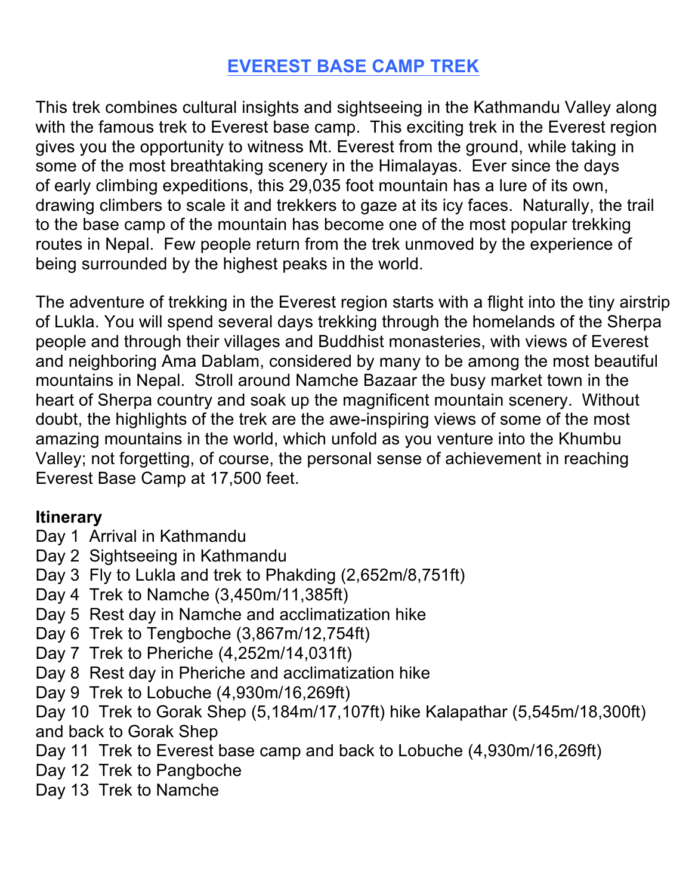# EVEREST BASE CAMP TREK

This trek combines cultural insights and sightseeing in the Kathmandu Valley along with the famous trek to Everest base camp. This exciting trek in the Everest region gives you the opportunity to witness Mt. Everest from the ground, while taking in some of the most breathtaking scenery in the Himalayas. Ever since the days of early climbing expeditions, this 29,035 foot mountain has a lure of its own, drawing climbers to scale it and trekkers to gaze at its icy faces. Naturally, the trail to the base camp of the mountain has become one of the most popular trekking routes in Nepal. Few people return from the trek unmoved by the experience of being surrounded by the highest peaks in the world.

The adventure of trekking in the Everest region starts with a flight into the tiny airstrip of Lukla. You will spend several days trekking through the homelands of the Sherpa people and through their villages and Buddhist monasteries, with views of Everest and neighboring Ama Dablam, considered by many to be among the most beautiful mountains in Nepal. Stroll around Namche Bazaar the busy market town in the heart of Sherpa country and soak up the magnificent mountain scenery. Without doubt, the highlights of the trek are the awe-inspiring views of some of the most amazing mountains in the world, which unfold as you venture into the Khumbu Valley; not forgetting, of course, the personal sense of achievement in reaching Everest Base Camp at 17,500 feet.

**Itinerary**

Day 1 Arrival in Kathmandu
Day 2 Sightseeing in Kathmandu
Day 3 Fly to Lukla and trek to Phakding (2,652m/8,751ft)
Day 4 Trek to Namche (3,450m/11,385ft)
Day 5 Rest day in Namche and acclimatization hike
Day 6 Trek to Tengboche (3,867m/12,754ft)
Day 7 Trek to Pheriche (4,252m/14,031ft)
Day 8 Rest day in Pheriche and acclimatization hike
Day 9 Trek to Lobuche (4,930m/16,269ft)
Day 10 Trek to Gorak Shep (5,184m/17,107ft) hike Kalapathar (5,545m/18,300ft) and back to Gorak Shep
Day 11 Trek to Everest base camp and back to Lobuche (4,930m/16,269ft)
Day 12 Trek to Pangboche
Day 13 Trek to Namche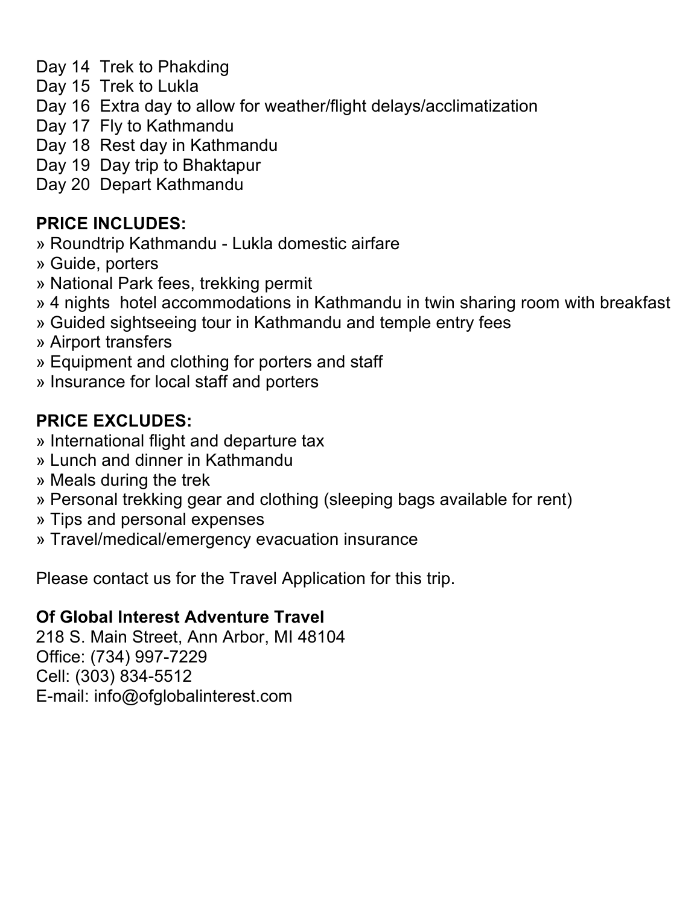Day 14  Trek to Phakding
Day 15  Trek to Lukla
Day 16  Extra day to allow for weather/flight delays/acclimatization
Day 17  Fly to Kathmandu
Day 18  Rest day in Kathmandu
Day 19  Day trip to Bhaktapur
Day 20  Depart Kathmandu

**PRICE INCLUDES:**

» Roundtrip Kathmandu - Lukla domestic airfare
» Guide, porters
» National Park fees, trekking permit
» 4 nights  hotel accommodations in Kathmandu in twin sharing room with breakfast
» Guided sightseeing tour in Kathmandu and temple entry fees
» Airport transfers
» Equipment and clothing for porters and staff
» Insurance for local staff and porters

**PRICE EXCLUDES:**

» International flight and departure tax
» Lunch and dinner in Kathmandu
» Meals during the trek
» Personal trekking gear and clothing (sleeping bags available for rent)
» Tips and personal expenses
» Travel/medical/emergency evacuation insurance

Please contact us for the Travel Application for this trip.

**Of Global Interest Adventure Travel**
218 S. Main Street, Ann Arbor, MI 48104
Office: (734) 997-7229
Cell: (303) 834-5512
E-mail: info@ofglobalinterest.com